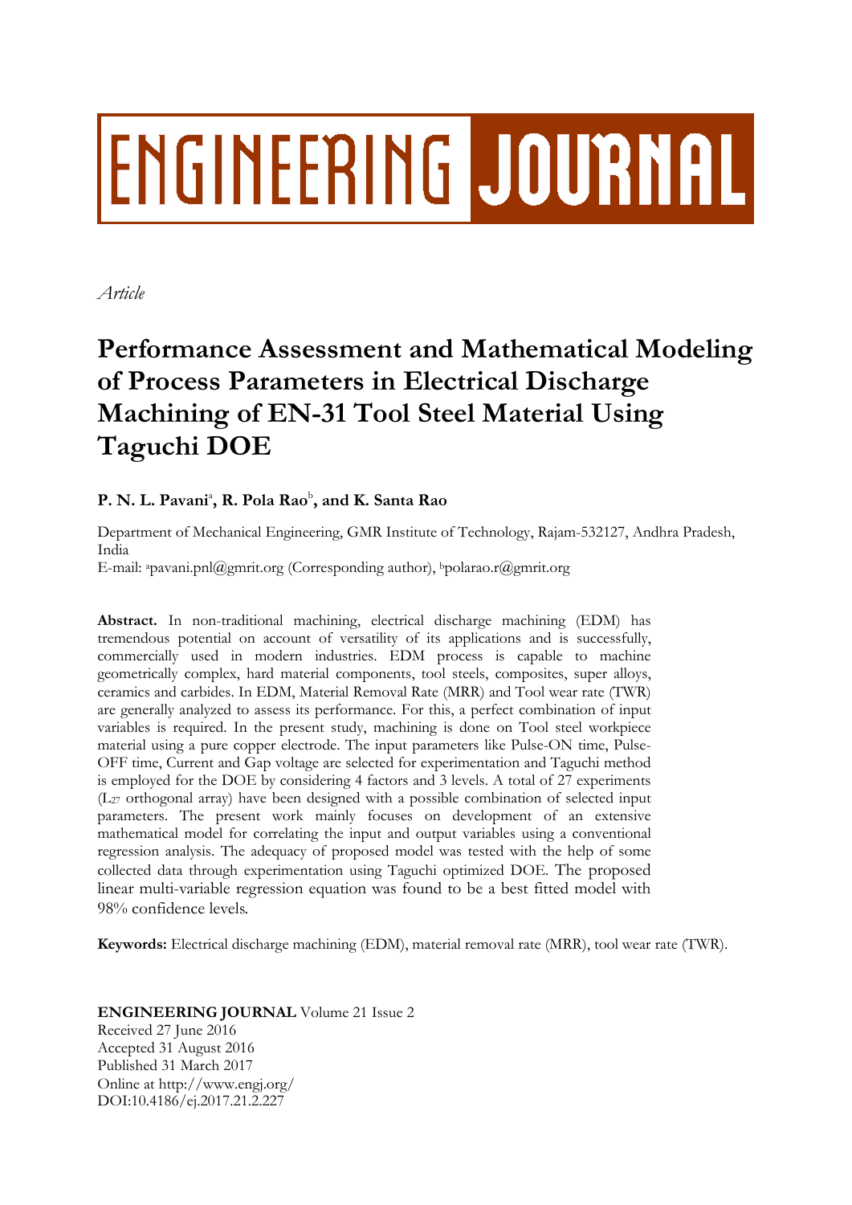ENGINEERING JOURNAL

*Article*

# Performance Assessment and Mathematical Modeling of Process Parameters in Electrical Discharge Machining of EN-31 Tool Steel Material Using Taguchi DOE

**P. N. L. Pavani[a], R. Pola Rao[b], and K. Santa Rao**

Department of Mechanical Engineering, GMR Institute of Technology, Rajam-532127, Andhra Pradesh, India

E-mail: [a]pavani.pnl@gmrit.org (Corresponding author), [b]polarao.r@gmrit.org

**Abstract.** In non-traditional machining, electrical discharge machining (EDM) has tremendous potential on account of versatility of its applications and is successfully, commercially used in modern industries. EDM process is capable to machine geometrically complex, hard material components, tool steels, composites, super alloys, ceramics and carbides. In EDM, Material Removal Rate (MRR) and Tool wear rate (TWR) are generally analyzed to assess its performance. For this, a perfect combination of input variables is required. In the present study, machining is done on Tool steel workpiece material using a pure copper electrode. The input parameters like Pulse-ON time, Pulse-OFF time, Current and Gap voltage are selected for experimentation and Taguchi method is employed for the DOE by considering 4 factors and 3 levels. A total of 27 experiments ($L_{27}$ orthogonal array) have been designed with a possible combination of selected input parameters. The present work mainly focuses on development of an extensive mathematical model for correlating the input and output variables using a conventional regression analysis. The adequacy of proposed model was tested with the help of some collected data through experimentation using Taguchi optimized DOE. The proposed linear multi-variable regression equation was found to be a best fitted model with 98% confidence levels.

**Keywords:** Electrical discharge machining (EDM), material removal rate (MRR), tool wear rate (TWR).

**ENGINEERING JOURNAL** Volume 21 Issue 2
Received 27 June 2016
Accepted 31 August 2016
Published 31 March 2017
Online at http://www.engj.org/
DOI:10.4186/ej.2017.21.2.227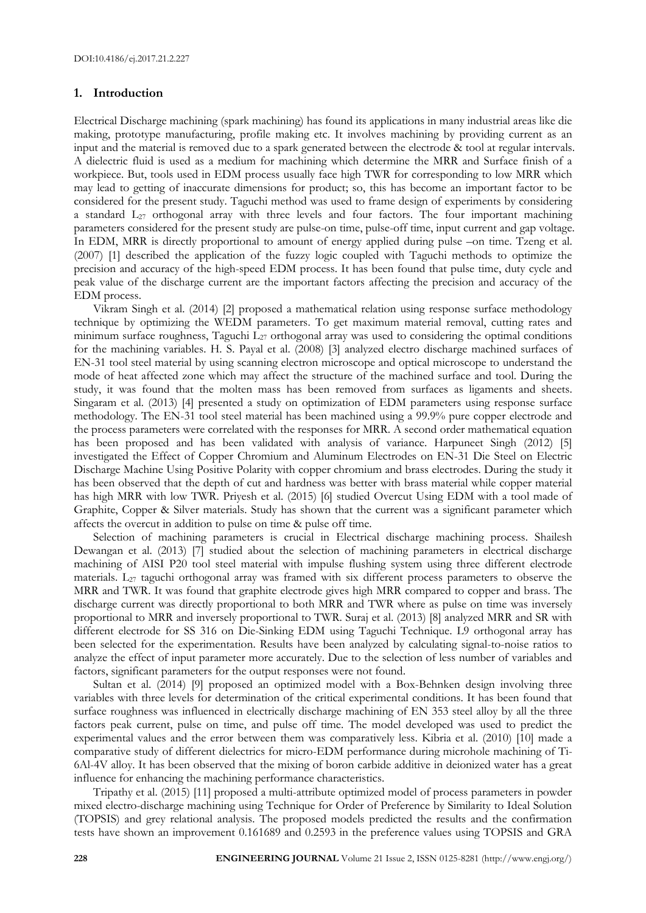## 1. Introduction

Electrical Discharge machining (spark machining) has found its applications in many industrial areas like die making, prototype manufacturing, profile making etc. It involves machining by providing current as an input and the material is removed due to a spark generated between the electrode & tool at regular intervals. A dielectric fluid is used as a medium for machining which determine the MRR and Surface finish of a workpiece. But, tools used in EDM process usually face high TWR for corresponding to low MRR which may lead to getting of inaccurate dimensions for product; so, this has become an important factor to be considered for the present study. Taguchi method was used to frame design of experiments by considering a standard $L_{27}$ orthogonal array with three levels and four factors. The four important machining parameters considered for the present study are pulse-on time, pulse-off time, input current and gap voltage. In EDM, MRR is directly proportional to amount of energy applied during pulse –on time. Tzeng et al. (2007) [1] described the application of the fuzzy logic coupled with Taguchi methods to optimize the precision and accuracy of the high-speed EDM process. It has been found that pulse time, duty cycle and peak value of the discharge current are the important factors affecting the precision and accuracy of the EDM process.

Vikram Singh et al. (2014) [2] proposed a mathematical relation using response surface methodology technique by optimizing the WEDM parameters. To get maximum material removal, cutting rates and minimum surface roughness, Taguchi $L_{27}$ orthogonal array was used to considering the optimal conditions for the machining variables. H. S. Payal et al. (2008) [3] analyzed electro discharge machined surfaces of EN-31 tool steel material by using scanning electron microscope and optical microscope to understand the mode of heat affected zone which may affect the structure of the machined surface and tool. During the study, it was found that the molten mass has been removed from surfaces as ligaments and sheets. Singaram et al. (2013) [4] presented a study on optimization of EDM parameters using response surface methodology. The EN-31 tool steel material has been machined using a 99.9% pure copper electrode and the process parameters were correlated with the responses for MRR. A second order mathematical equation has been proposed and has been validated with analysis of variance. Harpuneet Singh (2012) [5] investigated the Effect of Copper Chromium and Aluminum Electrodes on EN-31 Die Steel on Electric Discharge Machine Using Positive Polarity with copper chromium and brass electrodes. During the study it has been observed that the depth of cut and hardness was better with brass material while copper material has high MRR with low TWR. Priyesh et al. (2015) [6] studied Overcut Using EDM with a tool made of Graphite, Copper & Silver materials. Study has shown that the current was a significant parameter which affects the overcut in addition to pulse on time & pulse off time.

Selection of machining parameters is crucial in Electrical discharge machining process. Shailesh Dewangan et al. (2013) [7] studied about the selection of machining parameters in electrical discharge machining of AISI P20 tool steel material with impulse flushing system using three different electrode materials. $L_{27}$ taguchi orthogonal array was framed with six different process parameters to observe the MRR and TWR. It was found that graphite electrode gives high MRR compared to copper and brass. The discharge current was directly proportional to both MRR and TWR where as pulse on time was inversely proportional to MRR and inversely proportional to TWR. Suraj et al. (2013) [8] analyzed MRR and SR with different electrode for SS 316 on Die-Sinking EDM using Taguchi Technique. L9 orthogonal array has been selected for the experimentation. Results have been analyzed by calculating signal-to-noise ratios to analyze the effect of input parameter more accurately. Due to the selection of less number of variables and factors, significant parameters for the output responses were not found.

Sultan et al. (2014) [9] proposed an optimized model with a Box-Behnken design involving three variables with three levels for determination of the critical experimental conditions. It has been found that surface roughness was influenced in electrically discharge machining of EN 353 steel alloy by all the three factors peak current, pulse on time, and pulse off time. The model developed was used to predict the experimental values and the error between them was comparatively less. Kibria et al. (2010) [10] made a comparative study of different dielectrics for micro-EDM performance during microhole machining of Ti-6Al-4V alloy. It has been observed that the mixing of boron carbide additive in deionized water has a great influence for enhancing the machining performance characteristics.

Tripathy et al. (2015) [11] proposed a multi-attribute optimized model of process parameters in powder mixed electro-discharge machining using Technique for Order of Preference by Similarity to Ideal Solution (TOPSIS) and grey relational analysis. The proposed models predicted the results and the confirmation tests have shown an improvement 0.161689 and 0.2593 in the preference values using TOPSIS and GRA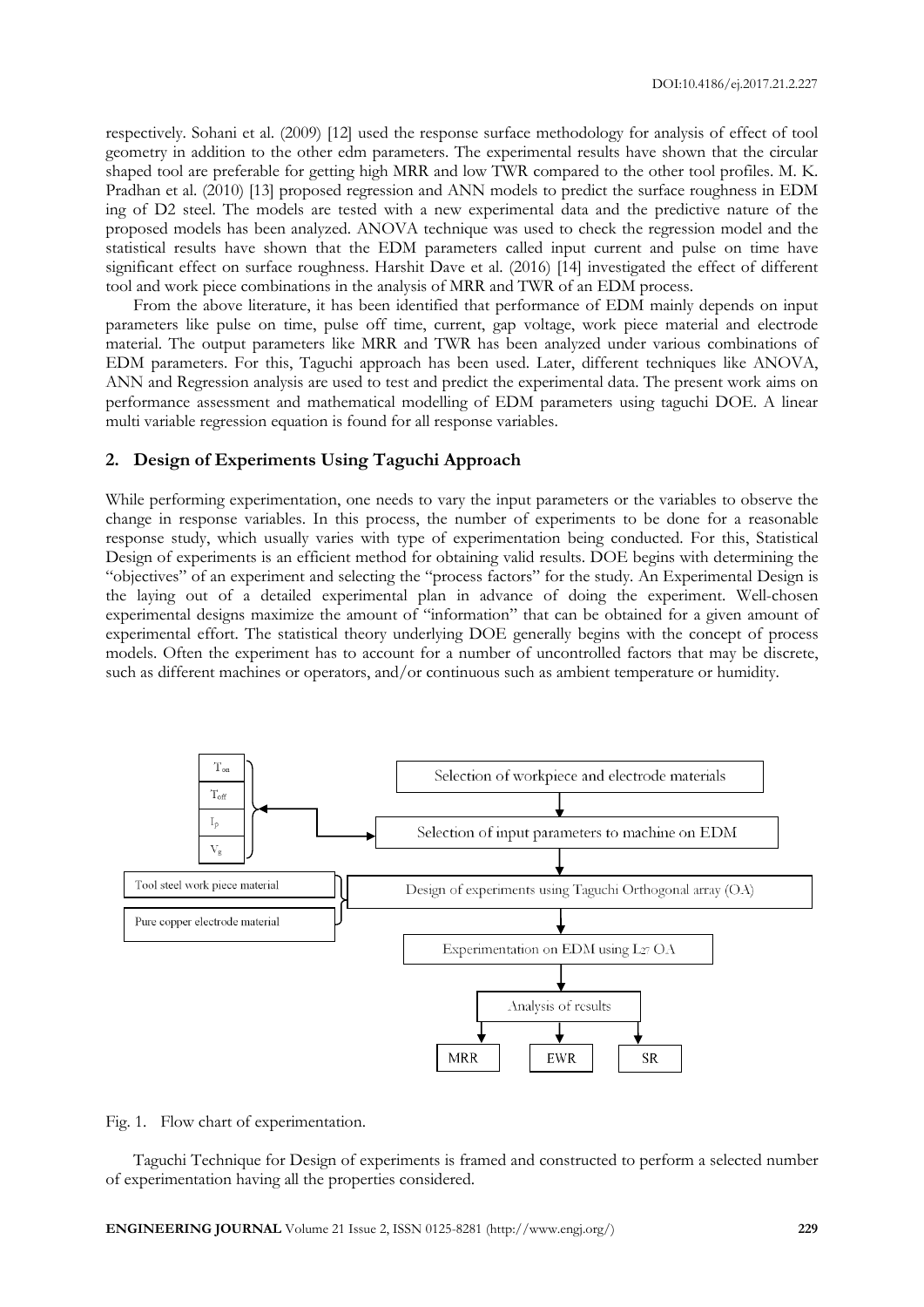respectively. Sohani et al. (2009) [12] used the response surface methodology for analysis of effect of tool geometry in addition to the other edm parameters. The experimental results have shown that the circular shaped tool are preferable for getting high MRR and low TWR compared to the other tool profiles. M. K. Pradhan et al. (2010) [13] proposed regression and ANN models to predict the surface roughness in EDM ing of D2 steel. The models are tested with a new experimental data and the predictive nature of the proposed models has been analyzed. ANOVA technique was used to check the regression model and the statistical results have shown that the EDM parameters called input current and pulse on time have significant effect on surface roughness. Harshit Dave et al. (2016) [14] investigated the effect of different tool and work piece combinations in the analysis of MRR and TWR of an EDM process.

From the above literature, it has been identified that performance of EDM mainly depends on input parameters like pulse on time, pulse off time, current, gap voltage, work piece material and electrode material. The output parameters like MRR and TWR has been analyzed under various combinations of EDM parameters. For this, Taguchi approach has been used. Later, different techniques like ANOVA, ANN and Regression analysis are used to test and predict the experimental data. The present work aims on performance assessment and mathematical modelling of EDM parameters using taguchi DOE. A linear multi variable regression equation is found for all response variables.

## 2. Design of Experiments Using Taguchi Approach

While performing experimentation, one needs to vary the input parameters or the variables to observe the change in response variables. In this process, the number of experiments to be done for a reasonable response study, which usually varies with type of experimentation being conducted. For this, Statistical Design of experiments is an efficient method for obtaining valid results. DOE begins with determining the "objectives" of an experiment and selecting the "process factors" for the study. An Experimental Design is the laying out of a detailed experimental plan in advance of doing the experiment. Well-chosen experimental designs maximize the amount of "information" that can be obtained for a given amount of experimental effort. The statistical theory underlying DOE generally begins with the concept of process models. Often the experiment has to account for a number of uncontrolled factors that may be discrete, such as different machines or operators, and/or continuous such as ambient temperature or humidity.

$T_{on}$, $T_{off}$, $I_p$, $V_g$

Selection of workpiece and electrode materials → Selection of input parameters to machine on EDM → Design of experiments using Taguchi Orthogonal array (OA) → Experimentation on EDM using $L_{27}$ OA → Analysis of results → MRR, EWR, SR

Tool steel work piece material; Pure copper electrode material

Fig. 1. Flow chart of experimentation.

Taguchi Technique for Design of experiments is framed and constructed to perform a selected number of experimentation having all the properties considered.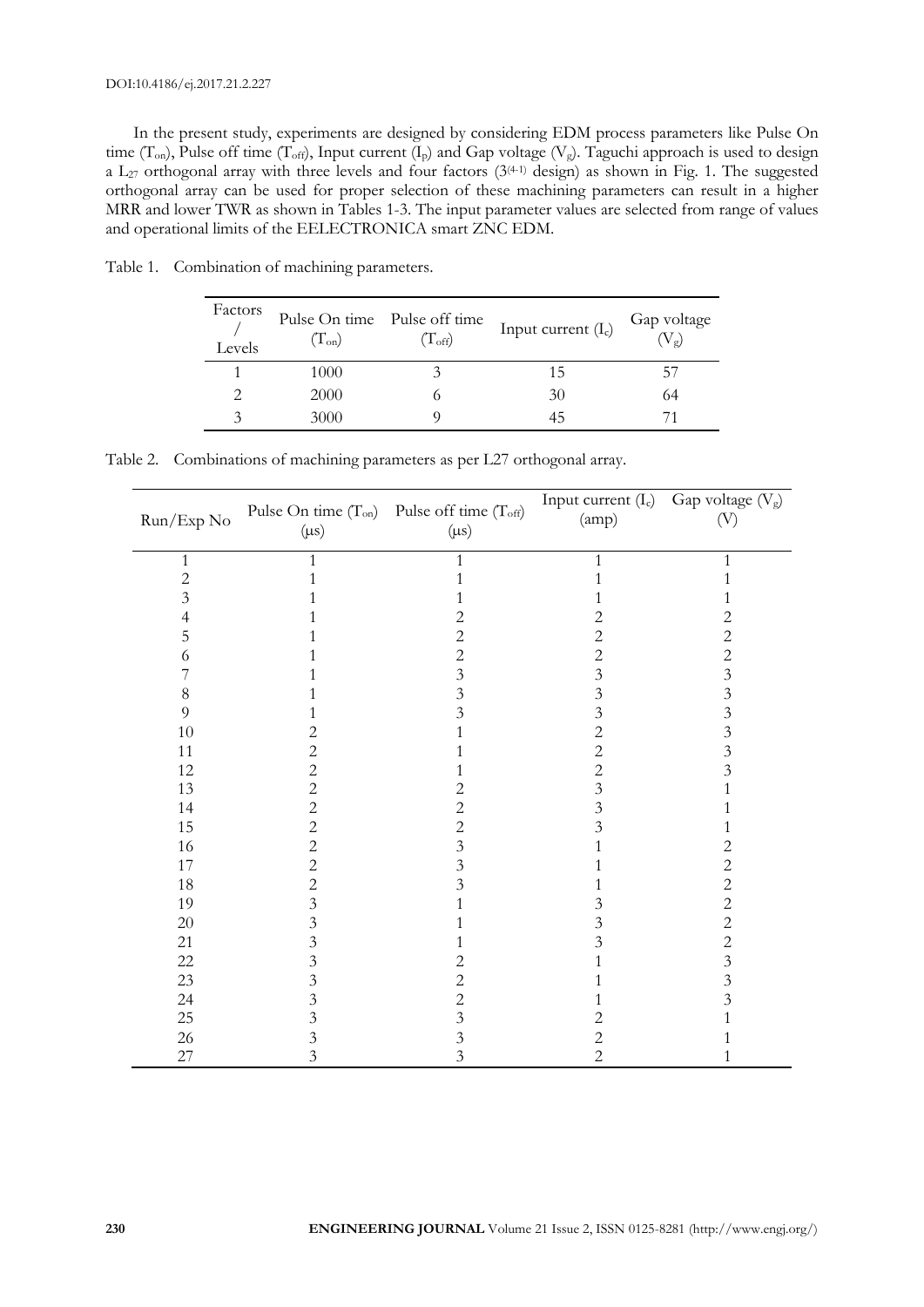In the present study, experiments are designed by considering EDM process parameters like Pulse On time ($T_{on}$), Pulse off time ($T_{off}$), Input current ($I_p$) and Gap voltage ($V_g$). Taguchi approach is used to design a $L_{27}$ orthogonal array with three levels and four factors ($3^{(4-1)}$ design) as shown in Fig. 1. The suggested orthogonal array can be used for proper selection of these machining parameters can result in a higher MRR and lower TWR as shown in Tables 1-3. The input parameter values are selected from range of values and operational limits of the EELECTRONICA smart ZNC EDM.

Table 1. Combination of machining parameters.

| Factors / Levels | Pulse On time ($T_{on}$) | Pulse off time ($T_{off}$) | Input current ($I_c$) | Gap voltage ($V_g$) |
|---|---|---|---|---|
| 1 | 1000 | 3 | 15 | 57 |
| 2 | 2000 | 6 | 30 | 64 |
| 3 | 3000 | 9 | 45 | 71 |

Table 2. Combinations of machining parameters as per L27 orthogonal array.

| Run/Exp No | Pulse On time ($T_{on}$) (μs) | Pulse off time ($T_{off}$) (μs) | Input current ($I_c$) (amp) | Gap voltage ($V_g$) (V) |
|---|---|---|---|---|
| 1 | 1 | 1 | 1 | 1 |
| 2 | 1 | 1 | 1 | 1 |
| 3 | 1 | 1 | 1 | 1 |
| 4 | 1 | 2 | 2 | 2 |
| 5 | 1 | 2 | 2 | 2 |
| 6 | 1 | 2 | 2 | 2 |
| 7 | 1 | 3 | 3 | 3 |
| 8 | 1 | 3 | 3 | 3 |
| 9 | 1 | 3 | 3 | 3 |
| 10 | 2 | 1 | 2 | 3 |
| 11 | 2 | 1 | 2 | 3 |
| 12 | 2 | 1 | 2 | 3 |
| 13 | 2 | 2 | 3 | 1 |
| 14 | 2 | 2 | 3 | 1 |
| 15 | 2 | 2 | 3 | 1 |
| 16 | 2 | 3 | 1 | 2 |
| 17 | 2 | 3 | 1 | 2 |
| 18 | 2 | 3 | 1 | 2 |
| 19 | 3 | 1 | 3 | 2 |
| 20 | 3 | 1 | 3 | 2 |
| 21 | 3 | 1 | 3 | 2 |
| 22 | 3 | 2 | 1 | 3 |
| 23 | 3 | 2 | 1 | 3 |
| 24 | 3 | 2 | 1 | 3 |
| 25 | 3 | 3 | 2 | 1 |
| 26 | 3 | 3 | 2 | 1 |
| 27 | 3 | 3 | 2 | 1 |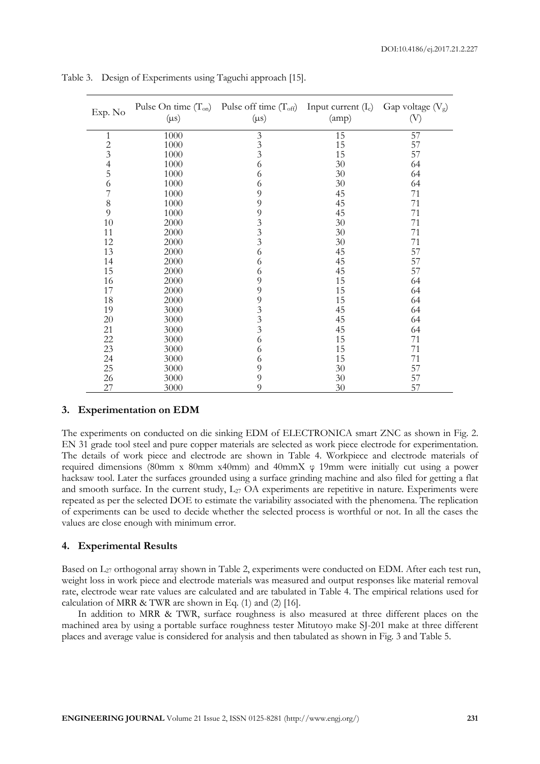Table 3. Design of Experiments using Taguchi approach [15].

| Exp. No | Pulse On time ($T_{on}$) (μs) | Pulse off time ($T_{off}$) (μs) | Input current ($I_c$) (amp) | Gap voltage ($V_g$) (V) |
|---|---|---|---|---|
| 1 | 1000 | 3 | 15 | 57 |
| 2 | 1000 | 3 | 15 | 57 |
| 3 | 1000 | 3 | 15 | 57 |
| 4 | 1000 | 6 | 30 | 64 |
| 5 | 1000 | 6 | 30 | 64 |
| 6 | 1000 | 6 | 30 | 64 |
| 7 | 1000 | 9 | 45 | 71 |
| 8 | 1000 | 9 | 45 | 71 |
| 9 | 1000 | 9 | 45 | 71 |
| 10 | 2000 | 3 | 30 | 71 |
| 11 | 2000 | 3 | 30 | 71 |
| 12 | 2000 | 3 | 30 | 71 |
| 13 | 2000 | 6 | 45 | 57 |
| 14 | 2000 | 6 | 45 | 57 |
| 15 | 2000 | 6 | 45 | 57 |
| 16 | 2000 | 9 | 15 | 64 |
| 17 | 2000 | 9 | 15 | 64 |
| 18 | 2000 | 9 | 15 | 64 |
| 19 | 3000 | 3 | 45 | 64 |
| 20 | 3000 | 3 | 45 | 64 |
| 21 | 3000 | 3 | 45 | 64 |
| 22 | 3000 | 6 | 15 | 71 |
| 23 | 3000 | 6 | 15 | 71 |
| 24 | 3000 | 6 | 15 | 71 |
| 25 | 3000 | 9 | 30 | 57 |
| 26 | 3000 | 9 | 30 | 57 |
| 27 | 3000 | 9 | 30 | 57 |

## 3. Experimentation on EDM

The experiments on conducted on die sinking EDM of ELECTRONICA smart ZNC as shown in Fig. 2. EN 31 grade tool steel and pure copper materials are selected as work piece electrode for experimentation. The details of work piece and electrode are shown in Table 4. Workpiece and electrode materials of required dimensions (80mm x 80mm x40mm) and 40mmX φ 19mm were initially cut using a power hacksaw tool. Later the surfaces grounded using a surface grinding machine and also filed for getting a flat and smooth surface. In the current study, $L_{27}$ OA experiments are repetitive in nature. Experiments were repeated as per the selected DOE to estimate the variability associated with the phenomena. The replication of experiments can be used to decide whether the selected process is worthful or not. In all the cases the values are close enough with minimum error.

## 4. Experimental Results

Based on $L_{27}$ orthogonal array shown in Table 2, experiments were conducted on EDM. After each test run, weight loss in work piece and electrode materials was measured and output responses like material removal rate, electrode wear rate values are calculated and are tabulated in Table 4. The empirical relations used for calculation of MRR & TWR are shown in Eq. (1) and (2) [16].

In addition to MRR & TWR, surface roughness is also measured at three different places on the machined area by using a portable surface roughness tester Mitutoyo make SJ-201 make at three different places and average value is considered for analysis and then tabulated as shown in Fig. 3 and Table 5.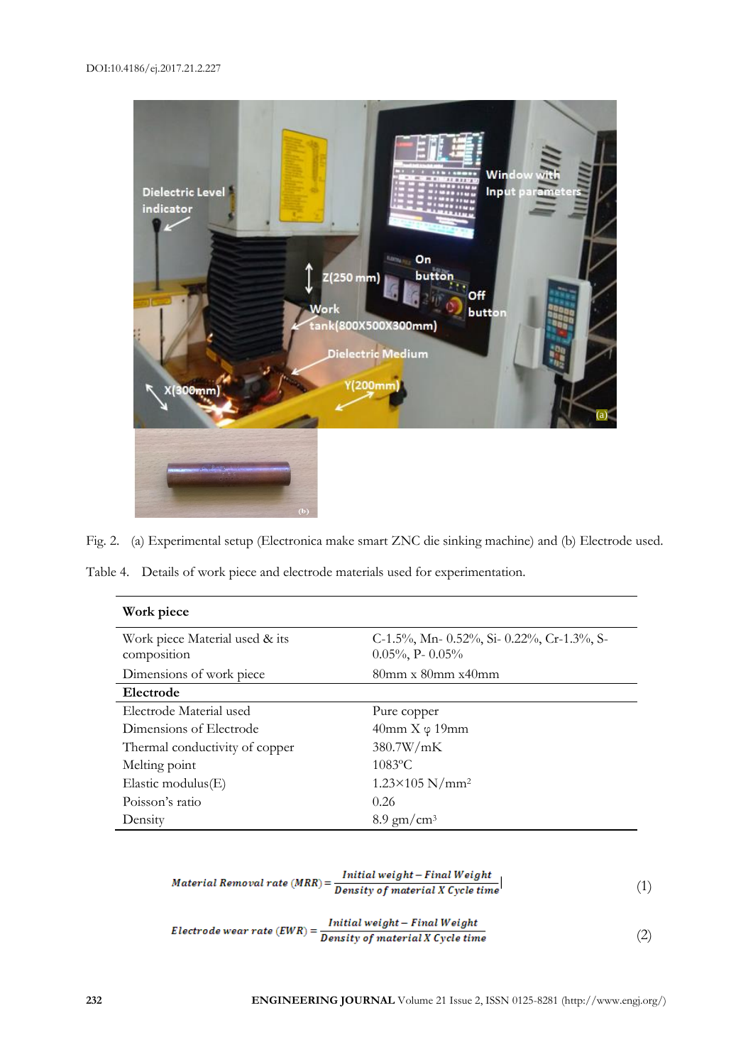Fig. 2. (a) Experimental setup (Electronica make smart ZNC die sinking machine) and (b) Electrode used.

Table 4. Details of work piece and electrode materials used for experimentation.

| **Work piece** | |
|---|---|
| Work piece Material used & its composition | C-1.5%, Mn- 0.52%, Si- 0.22%, Cr-1.3%, S- 0.05%, P- 0.05% |
| Dimensions of work piece | 80mm x 80mm x40mm |
| **Electrode** | |
| Electrode Material used | Pure copper |
| Dimensions of Electrode | 40mm X φ 19mm |
| Thermal conductivity of copper | 380.7W/mK |
| Melting point | 1083ºC |
| Elastic modulus(E) | 1.23×105 N/mm$^2$ |
| Poisson's ratio | 0.26 |
| Density | 8.9 gm/cm$^3$ |

$$Material\ Removal\ rate\ (MRR) = \frac{Initial\ weight - Final\ Weight}{Density\ of\ material\ X\ Cycle\ time} \tag{1}$$

$$Electrode\ wear\ rate\ (EWR) = \frac{Initial\ weight - Final\ Weight}{Density\ of\ material\ X\ Cycle\ time} \tag{2}$$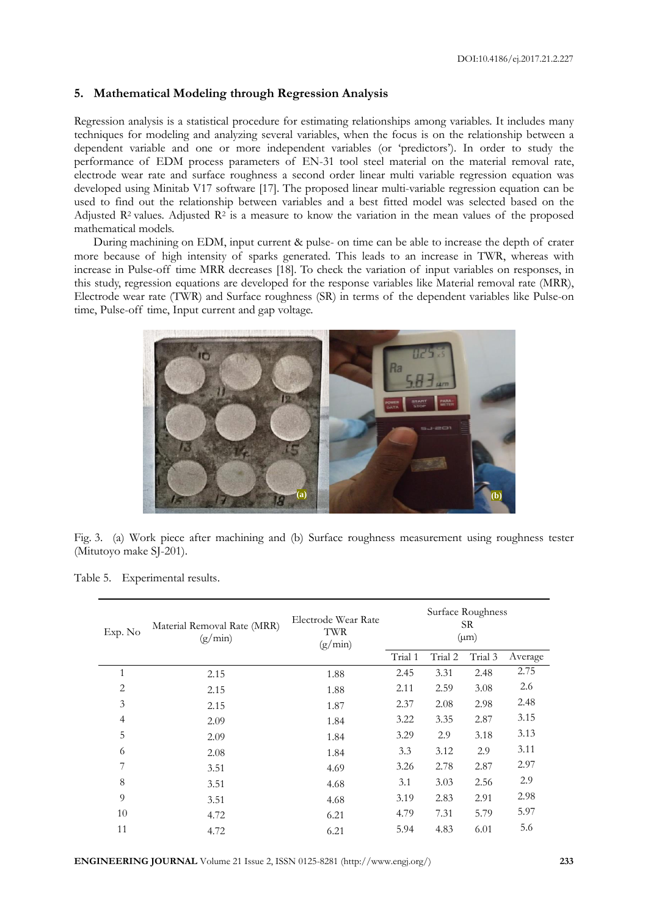## 5. Mathematical Modeling through Regression Analysis

Regression analysis is a statistical procedure for estimating relationships among variables. It includes many techniques for modeling and analyzing several variables, when the focus is on the relationship between a dependent variable and one or more independent variables (or 'predictors'). In order to study the performance of EDM process parameters of EN-31 tool steel material on the material removal rate, electrode wear rate and surface roughness a second order linear multi variable regression equation was developed using Minitab V17 software [17]. The proposed linear multi-variable regression equation can be used to find out the relationship between variables and a best fitted model was selected based on the Adjusted $R^2$ values. Adjusted $R^2$ is a measure to know the variation in the mean values of the proposed mathematical models.

During machining on EDM, input current & pulse- on time can be able to increase the depth of crater more because of high intensity of sparks generated. This leads to an increase in TWR, whereas with increase in Pulse-off time MRR decreases [18]. To check the variation of input variables on responses, in this study, regression equations are developed for the response variables like Material removal rate (MRR), Electrode wear rate (TWR) and Surface roughness (SR) in terms of the dependent variables like Pulse-on time, Pulse-off time, Input current and gap voltage.

Fig. 3. (a) Work piece after machining and (b) Surface roughness measurement using roughness tester (Mitutoyo make SJ-201).

Table 5. Experimental results.

| Exp. No | Material Removal Rate (MRR) (g/min) | Electrode Wear Rate TWR (g/min) | Surface Roughness SR (μm) | | | |
|---|---|---|---|---|---|---|
| | | | Trial 1 | Trial 2 | Trial 3 | Average |
| 1 | 2.15 | 1.88 | 2.45 | 3.31 | 2.48 | 2.75 |
| 2 | 2.15 | 1.88 | 2.11 | 2.59 | 3.08 | 2.6 |
| 3 | 2.15 | 1.87 | 2.37 | 2.08 | 2.98 | 2.48 |
| 4 | 2.09 | 1.84 | 3.22 | 3.35 | 2.87 | 3.15 |
| 5 | 2.09 | 1.84 | 3.29 | 2.9 | 3.18 | 3.13 |
| 6 | 2.08 | 1.84 | 3.3 | 3.12 | 2.9 | 3.11 |
| 7 | 3.51 | 4.69 | 3.26 | 2.78 | 2.87 | 2.97 |
| 8 | 3.51 | 4.68 | 3.1 | 3.03 | 2.56 | 2.9 |
| 9 | 3.51 | 4.68 | 3.19 | 2.83 | 2.91 | 2.98 |
| 10 | 4.72 | 6.21 | 4.79 | 7.31 | 5.79 | 5.97 |
| 11 | 4.72 | 6.21 | 5.94 | 4.83 | 6.01 | 5.6 |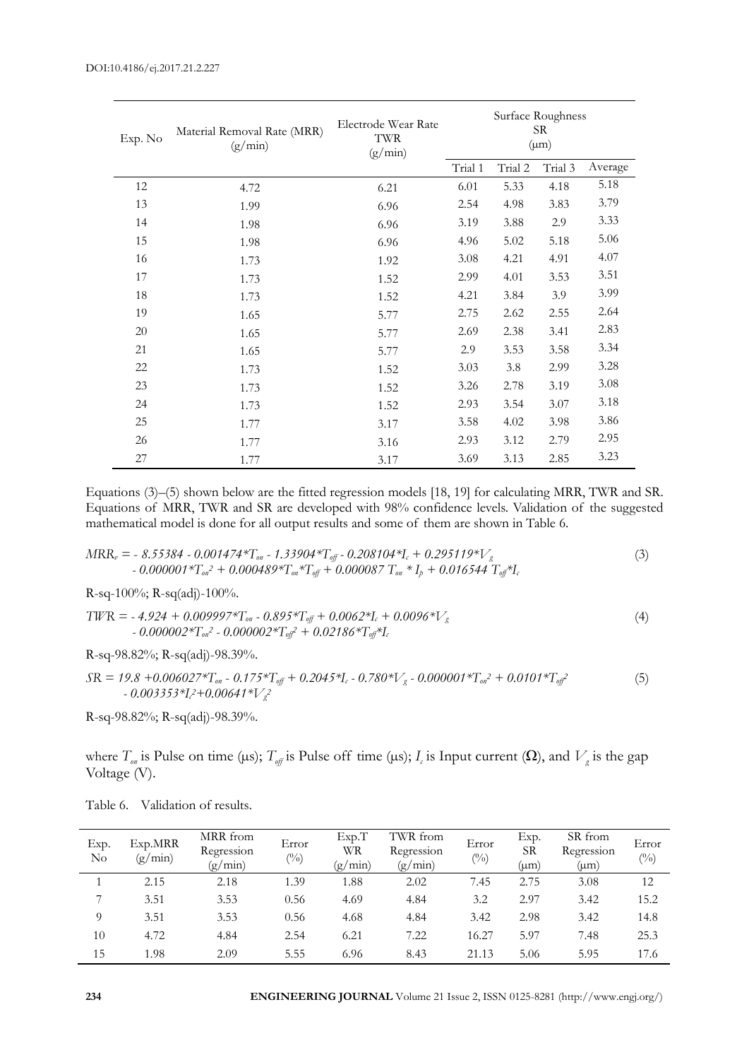| Exp. No | Material Removal Rate (MRR) (g/min) | Electrode Wear Rate TWR (g/min) | Surface Roughness SR (μm) | | | |
|---|---|---|---|---|---|---|
| | | | Trial 1 | Trial 2 | Trial 3 | Average |
| 12 | 4.72 | 6.21 | 6.01 | 5.33 | 4.18 | 5.18 |
| 13 | 1.99 | 6.96 | 2.54 | 4.98 | 3.83 | 3.79 |
| 14 | 1.98 | 6.96 | 3.19 | 3.88 | 2.9 | 3.33 |
| 15 | 1.98 | 6.96 | 4.96 | 5.02 | 5.18 | 5.06 |
| 16 | 1.73 | 1.92 | 3.08 | 4.21 | 4.91 | 4.07 |
| 17 | 1.73 | 1.52 | 2.99 | 4.01 | 3.53 | 3.51 |
| 18 | 1.73 | 1.52 | 4.21 | 3.84 | 3.9 | 3.99 |
| 19 | 1.65 | 5.77 | 2.75 | 2.62 | 2.55 | 2.64 |
| 20 | 1.65 | 5.77 | 2.69 | 2.38 | 3.41 | 2.83 |
| 21 | 1.65 | 5.77 | 2.9 | 3.53 | 3.58 | 3.34 |
| 22 | 1.73 | 1.52 | 3.03 | 3.8 | 2.99 | 3.28 |
| 23 | 1.73 | 1.52 | 3.26 | 2.78 | 3.19 | 3.08 |
| 24 | 1.73 | 1.52 | 2.93 | 3.54 | 3.07 | 3.18 |
| 25 | 1.77 | 3.17 | 3.58 | 4.02 | 3.98 | 3.86 |
| 26 | 1.77 | 3.16 | 2.93 | 3.12 | 2.79 | 2.95 |
| 27 | 1.77 | 3.17 | 3.69 | 3.13 | 2.85 | 3.23 |

Equations (3)–(5) shown below are the fitted regression models [18, 19] for calculating MRR, TWR and SR. Equations of MRR, TWR and SR are developed with 98% confidence levels. Validation of the suggested mathematical model is done for all output results and some of them are shown in Table 6.

$$MRR_v = -8.55384 - 0.001474*T_{on} - 1.33904*T_{off} - 0.208104*I_c + 0.295119*V_g - 0.000001*T_{on}^2 + 0.000489*T_{on}*T_{off} + 0.000087\ T_{on} * I_p + 0.016544\ T_{off}*I_c \quad (3)$$

R-sq-100%; R-sq(adj)-100%.

$$TWR = -4.924 + 0.009997*T_{on} - 0.895*T_{off} + 0.0062*I_c + 0.0096*V_g - 0.000002*T_{on}^2 - 0.000002*T_{off}^2 + 0.02186*T_{off}*I_c \quad (4)$$

R-sq-98.82%; R-sq(adj)-98.39%.

$$SR = 19.8 + 0.006027*T_{on} - 0.175*T_{off} + 0.2045*I_c - 0.780*V_g - 0.000001*T_{on}^2 + 0.0101*T_{off}^2 - 0.003353*I_c^2 + 0.00641*V_g^2 \quad (5)$$

R-sq-98.82%; R-sq(adj)-98.39%.

where $T_{on}$ is Pulse on time (μs); $T_{off}$ is Pulse off time (μs); $I_c$ is Input current (Ω), and $V_g$ is the gap Voltage (V).

Table 6. Validation of results.

| Exp. No | Exp.MRR (g/min) | MRR from Regression (g/min) | Error (%) | Exp.T WR (g/min) | TWR from Regression (g/min) | Error (%) | Exp. SR (μm) | SR from Regression (μm) | Error (%) |
|---|---|---|---|---|---|---|---|---|---|
| 1 | 2.15 | 2.18 | 1.39 | 1.88 | 2.02 | 7.45 | 2.75 | 3.08 | 12 |
| 7 | 3.51 | 3.53 | 0.56 | 4.69 | 4.84 | 3.2 | 2.97 | 3.42 | 15.2 |
| 9 | 3.51 | 3.53 | 0.56 | 4.68 | 4.84 | 3.42 | 2.98 | 3.42 | 14.8 |
| 10 | 4.72 | 4.84 | 2.54 | 6.21 | 7.22 | 16.27 | 5.97 | 7.48 | 25.3 |
| 15 | 1.98 | 2.09 | 5.55 | 6.96 | 8.43 | 21.13 | 5.06 | 5.95 | 17.6 |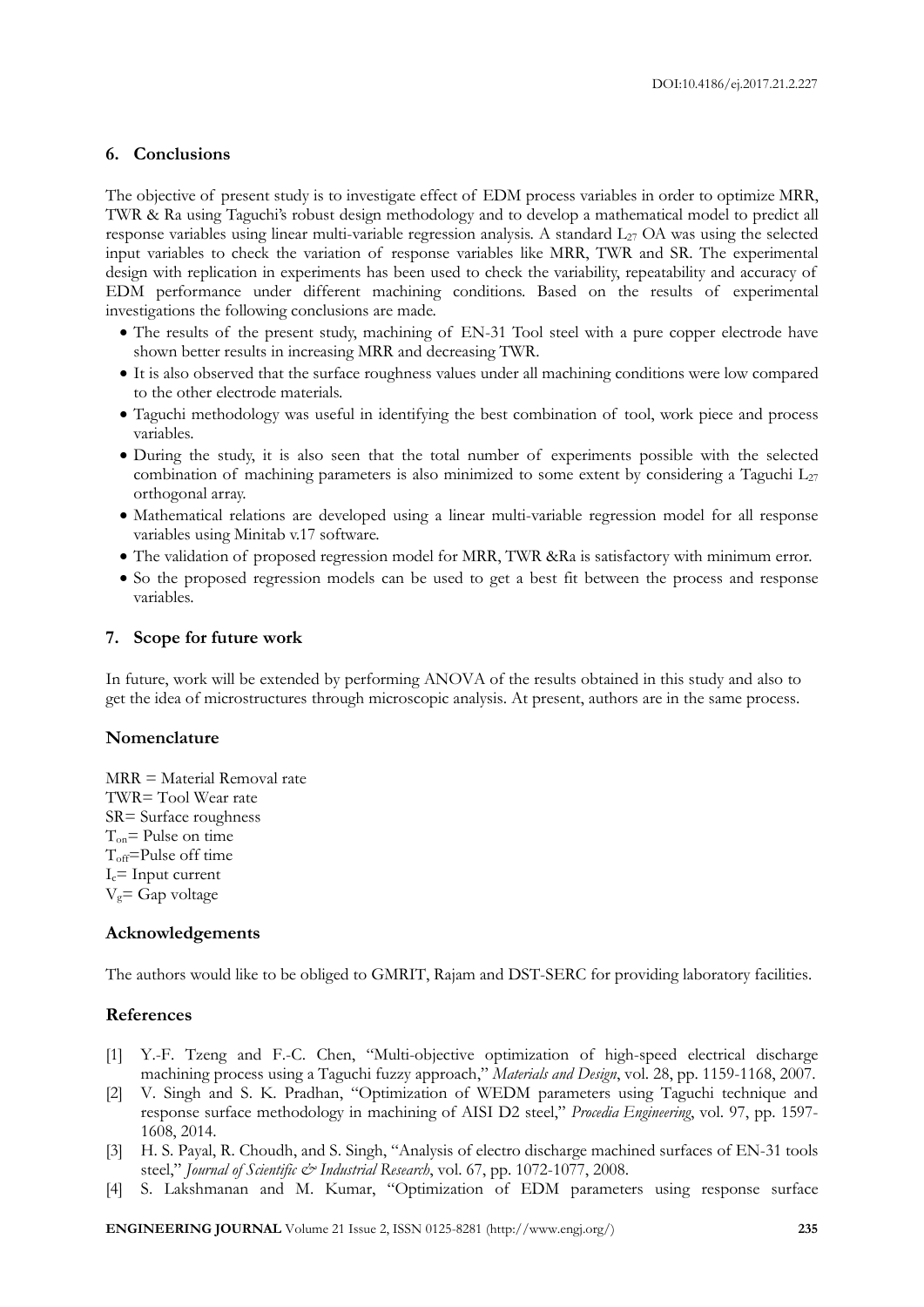## 6. Conclusions

The objective of present study is to investigate effect of EDM process variables in order to optimize MRR, TWR & Ra using Taguchi's robust design methodology and to develop a mathematical model to predict all response variables using linear multi-variable regression analysis. A standard $L_{27}$ OA was using the selected input variables to check the variation of response variables like MRR, TWR and SR. The experimental design with replication in experiments has been used to check the variability, repeatability and accuracy of EDM performance under different machining conditions. Based on the results of experimental investigations the following conclusions are made.

- The results of the present study, machining of EN-31 Tool steel with a pure copper electrode have shown better results in increasing MRR and decreasing TWR.
- It is also observed that the surface roughness values under all machining conditions were low compared to the other electrode materials.
- Taguchi methodology was useful in identifying the best combination of tool, work piece and process variables.
- During the study, it is also seen that the total number of experiments possible with the selected combination of machining parameters is also minimized to some extent by considering a Taguchi $L_{27}$ orthogonal array.
- Mathematical relations are developed using a linear multi-variable regression model for all response variables using Minitab v.17 software.
- The validation of proposed regression model for MRR, TWR &Ra is satisfactory with minimum error.
- So the proposed regression models can be used to get a best fit between the process and response variables.

## 7. Scope for future work

In future, work will be extended by performing ANOVA of the results obtained in this study and also to get the idea of microstructures through microscopic analysis. At present, authors are in the same process.

## Nomenclature

MRR = Material Removal rate
TWR= Tool Wear rate
SR= Surface roughness
$T_{on}$= Pulse on time
$T_{off}$=Pulse off time
$I_c$= Input current
$V_g$= Gap voltage

## Acknowledgements

The authors would like to be obliged to GMRIT, Rajam and DST-SERC for providing laboratory facilities.

## References

[1] Y.-F. Tzeng and F.-C. Chen, "Multi-objective optimization of high-speed electrical discharge machining process using a Taguchi fuzzy approach," *Materials and Design*, vol. 28, pp. 1159-1168, 2007.

[2] V. Singh and S. K. Pradhan, "Optimization of WEDM parameters using Taguchi technique and response surface methodology in machining of AISI D2 steel," *Procedia Engineering*, vol. 97, pp. 1597-1608, 2014.

[3] H. S. Payal, R. Choudh, and S. Singh, "Analysis of electro discharge machined surfaces of EN-31 tools steel," *Journal of Scientific & Industrial Research*, vol. 67, pp. 1072-1077, 2008.

[4] S. Lakshmanan and M. Kumar, "Optimization of EDM parameters using response surface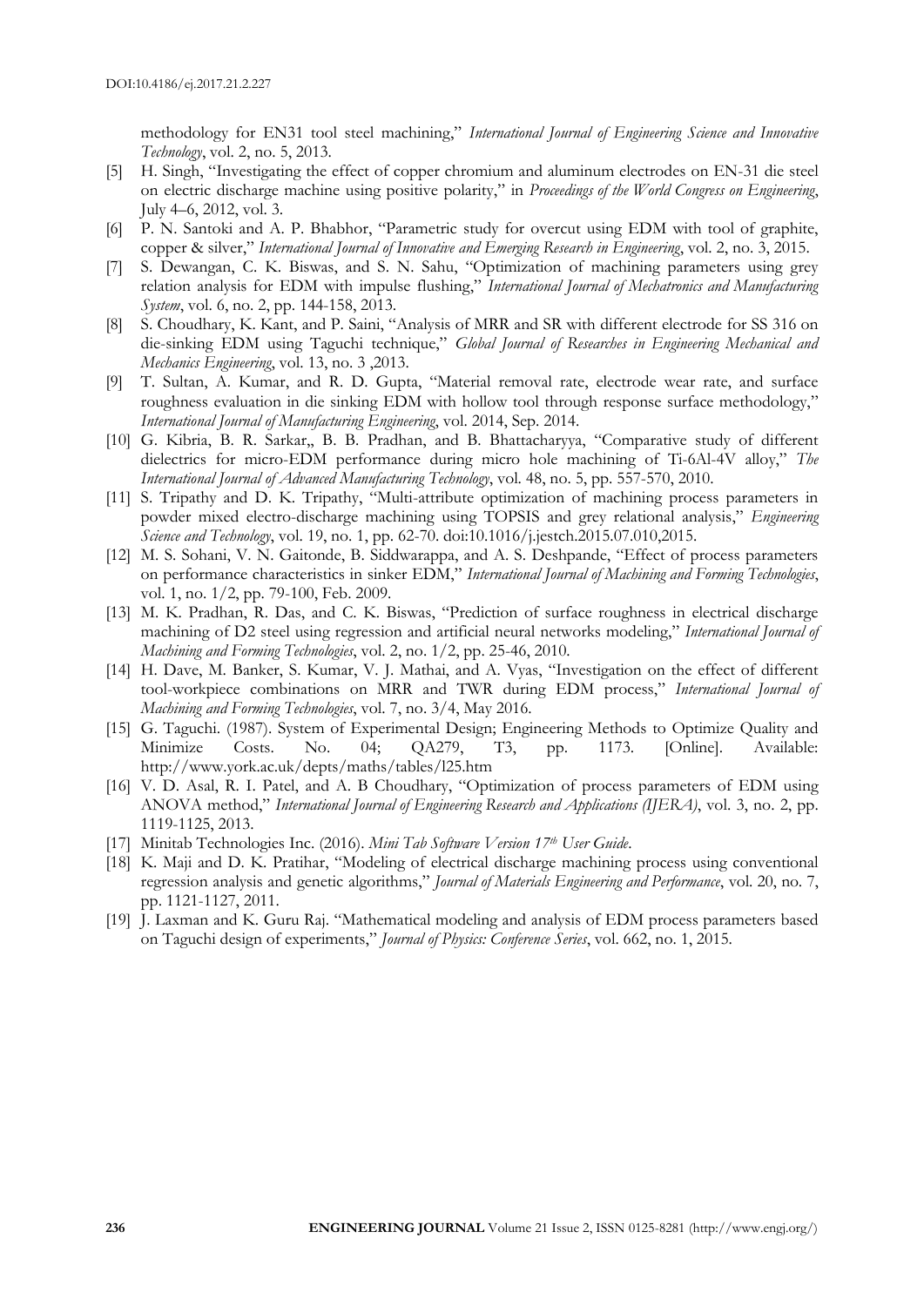methodology for EN31 tool steel machining," *International Journal of Engineering Science and Innovative Technology*, vol. 2, no. 5, 2013.

[5] H. Singh, "Investigating the effect of copper chromium and aluminum electrodes on EN-31 die steel on electric discharge machine using positive polarity," in *Proceedings of the World Congress on Engineering*, July 4–6, 2012, vol. 3.

[6] P. N. Santoki and A. P. Bhabhor, "Parametric study for overcut using EDM with tool of graphite, copper & silver," *International Journal of Innovative and Emerging Research in Engineering*, vol. 2, no. 3, 2015.

[7] S. Dewangan, C. K. Biswas, and S. N. Sahu, "Optimization of machining parameters using grey relation analysis for EDM with impulse flushing," *International Journal of Mechatronics and Manufacturing System*, vol. 6, no. 2, pp. 144-158, 2013.

[8] S. Choudhary, K. Kant, and P. Saini, "Analysis of MRR and SR with different electrode for SS 316 on die-sinking EDM using Taguchi technique," *Global Journal of Researches in Engineering Mechanical and Mechanics Engineering*, vol. 13, no. 3 ,2013.

[9] T. Sultan, A. Kumar, and R. D. Gupta, "Material removal rate, electrode wear rate, and surface roughness evaluation in die sinking EDM with hollow tool through response surface methodology," *International Journal of Manufacturing Engineering*, vol. 2014, Sep. 2014.

[10] G. Kibria, B. R. Sarkar,, B. B. Pradhan, and B. Bhattacharyya, "Comparative study of different dielectrics for micro-EDM performance during micro hole machining of Ti-6Al-4V alloy," *The International Journal of Advanced Manufacturing Technology*, vol. 48, no. 5, pp. 557-570, 2010.

[11] S. Tripathy and D. K. Tripathy, "Multi-attribute optimization of machining process parameters in powder mixed electro-discharge machining using TOPSIS and grey relational analysis," *Engineering Science and Technology*, vol. 19, no. 1, pp. 62-70. doi:10.1016/j.jestch.2015.07.010,2015.

[12] M. S. Sohani, V. N. Gaitonde, B. Siddwarappa, and A. S. Deshpande, "Effect of process parameters on performance characteristics in sinker EDM," *International Journal of Machining and Forming Technologies*, vol. 1, no. 1/2, pp. 79-100, Feb. 2009.

[13] M. K. Pradhan, R. Das, and C. K. Biswas, "Prediction of surface roughness in electrical discharge machining of D2 steel using regression and artificial neural networks modeling," *International Journal of Machining and Forming Technologies*, vol. 2, no. 1/2, pp. 25-46, 2010.

[14] H. Dave, M. Banker, S. Kumar, V. J. Mathai, and A. Vyas, "Investigation on the effect of different tool-workpiece combinations on MRR and TWR during EDM process," *International Journal of Machining and Forming Technologies*, vol. 7, no. 3/4, May 2016.

[15] G. Taguchi. (1987). System of Experimental Design; Engineering Methods to Optimize Quality and Minimize Costs. No. 04; QA279, T3, pp. 1173. [Online]. Available: http://www.york.ac.uk/depts/maths/tables/l25.htm

[16] V. D. Asal, R. I. Patel, and A. B Choudhary, "Optimization of process parameters of EDM using ANOVA method," *International Journal of Engineering Research and Applications (IJERA)*, vol. 3, no. 2, pp. 1119-1125, 2013.

[17] Minitab Technologies Inc. (2016). *Mini Tab Software Version 17th User Guide*.

[18] K. Maji and D. K. Pratihar, "Modeling of electrical discharge machining process using conventional regression analysis and genetic algorithms," *Journal of Materials Engineering and Performance*, vol. 20, no. 7, pp. 1121-1127, 2011.

[19] J. Laxman and K. Guru Raj. "Mathematical modeling and analysis of EDM process parameters based on Taguchi design of experiments," *Journal of Physics: Conference Series*, vol. 662, no. 1, 2015.